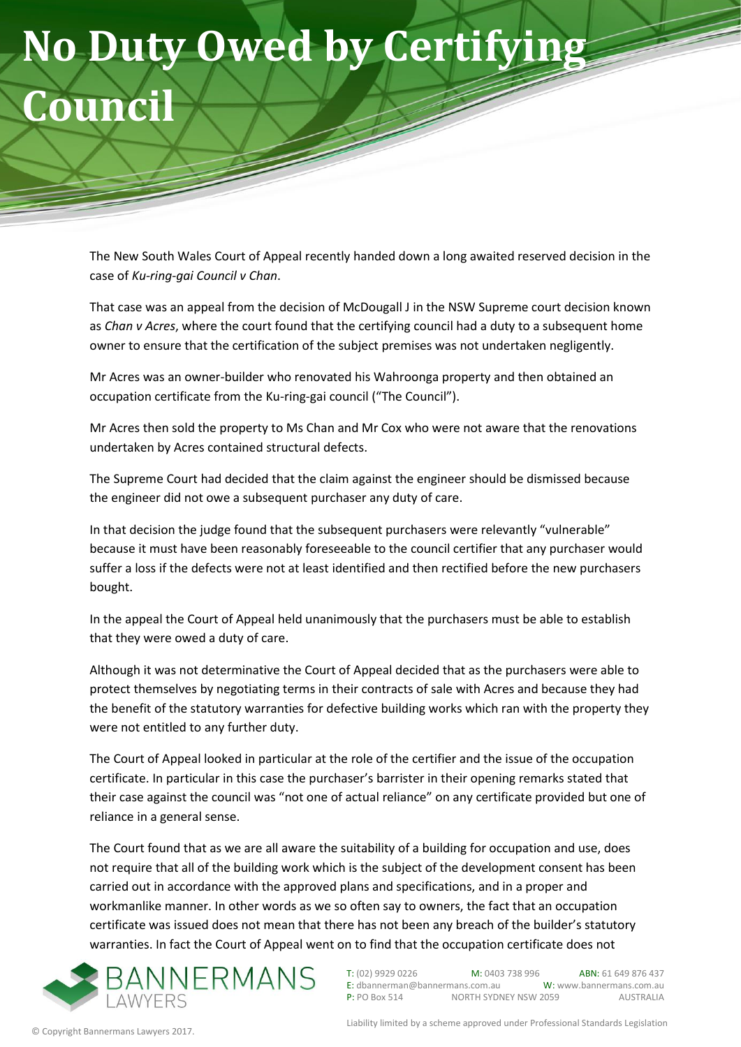# No Duty Owed by Certifying Council

The New South Wales Court of Appeal recently handed down a long awaited reserved decision in the case of *Ku-ring-gai Council v Chan*.

That case was an appeal from the decision of McDougall J in the NSW Supreme court decision known as *Chan v Acres*, where the court found that the certifying council had a duty to a subsequent home owner to ensure that the certification of the subject premises was not undertaken negligently.

Mr Acres was an owner-builder who renovated his Wahroonga property and then obtained an occupation certificate from the Ku-ring-gai council ("The Council").

Mr Acres then sold the property to Ms Chan and Mr Cox who were not aware that the renovations undertaken by Acres contained structural defects.

The Supreme Court had decided that the claim against the engineer should be dismissed because the engineer did not owe a subsequent purchaser any duty of care.

In that decision the judge found that the subsequent purchasers were relevantly "vulnerable" because it must have been reasonably foreseeable to the council certifier that any purchaser would suffer a loss if the defects were not at least identified and then rectified before the new purchasers bought.

In the appeal the Court of Appeal held unanimously that the purchasers must be able to establish that they were owed a duty of care.

Although it was not determinative the Court of Appeal decided that as the purchasers were able to protect themselves by negotiating terms in their contracts of sale with Acres and because they had the benefit of the statutory warranties for defective building works which ran with the property they were not entitled to any further duty.

The Court of Appeal looked in particular at the role of the certifier and the issue of the occupation certificate. In particular in this case the purchaser's barrister in their opening remarks stated that their case against the council was "not one of actual reliance" on any certificate provided but one of reliance in a general sense.

The Court found that as we are all aware the suitability of a building for occupation and use, does not require that all of the building work which is the subject of the development consent has been carried out in accordance with the approved plans and specifications, and in a proper and workmanlike manner. In other words as we so often say to owners, the fact that an occupation certificate was issued does not mean that there has not been any breach of the builder's statutory warranties. In fact the Court of Appeal went on to find that the occupation certificate does not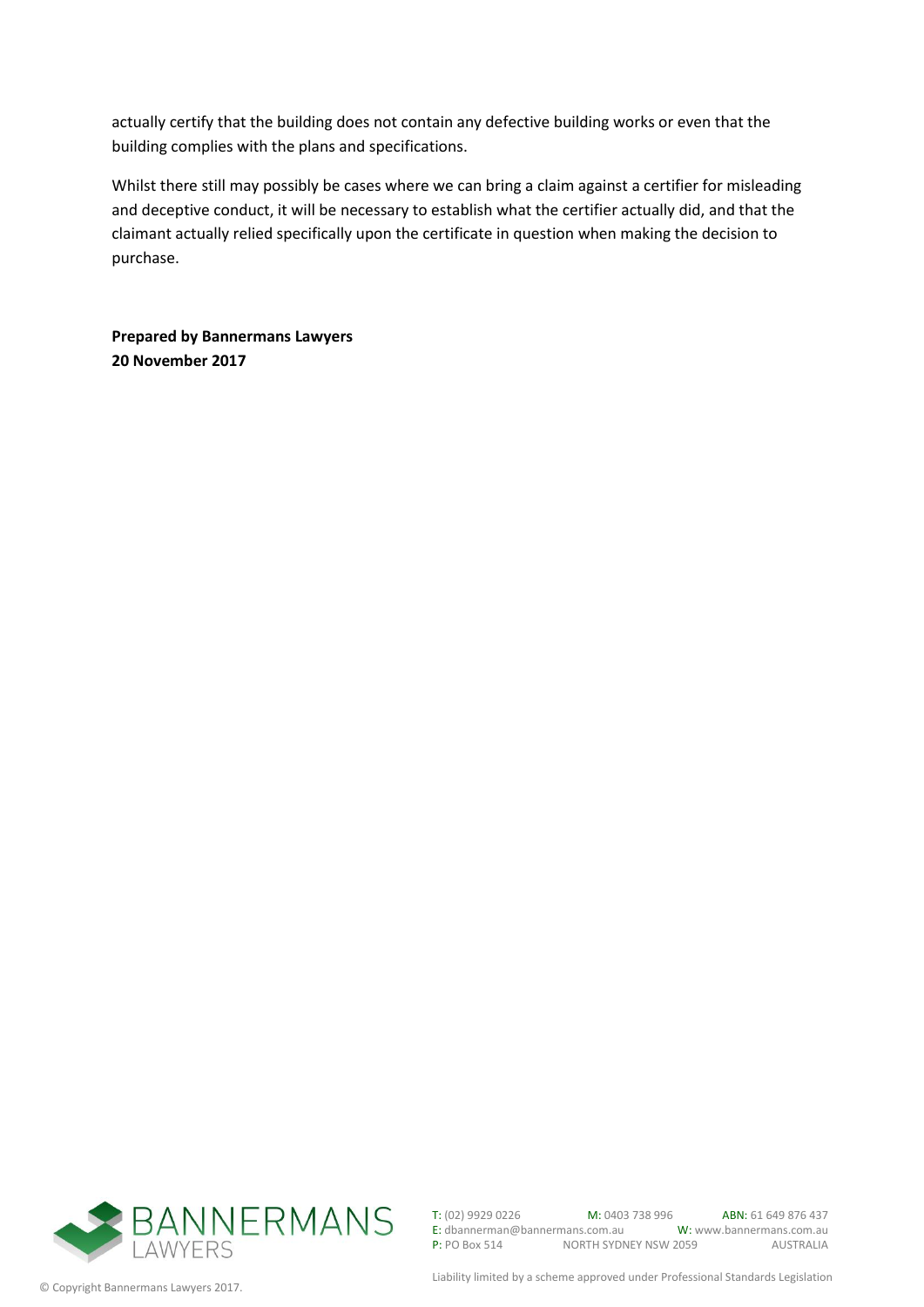actually certify that the building does not contain any defective building works or even that the building complies with the plans and specifications.

Whilst there still may possibly be cases where we can bring a claim against a certifier for misleading and deceptive conduct, it will be necessary to establish what the certifier actually did, and that the claimant actually relied specifically upon the certificate in question when making the decision to purchase.

**Prepared by Bannermans Lawyers**
**20 November 2017**